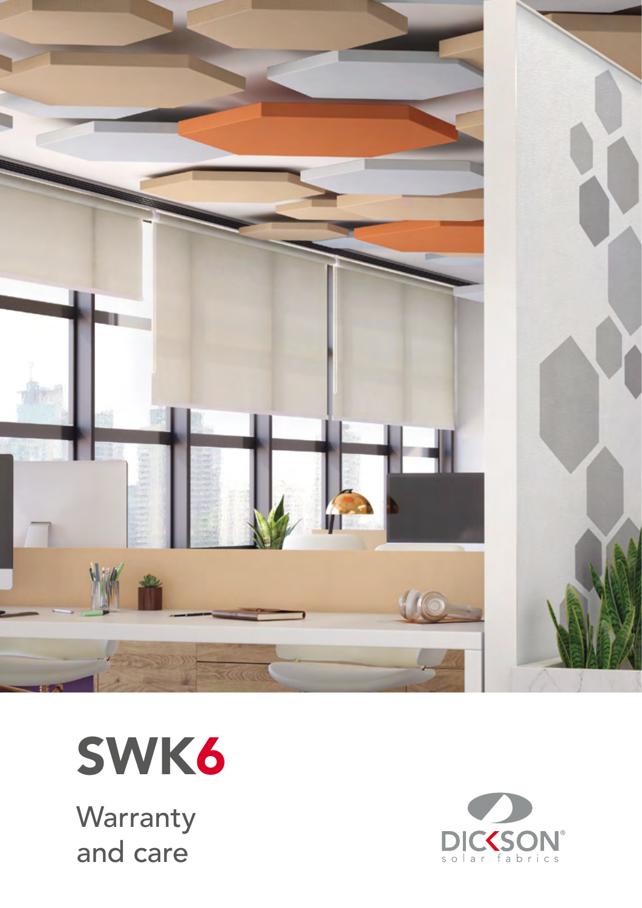# SWK6

Warranty
and care

DICKSON
solar fabrics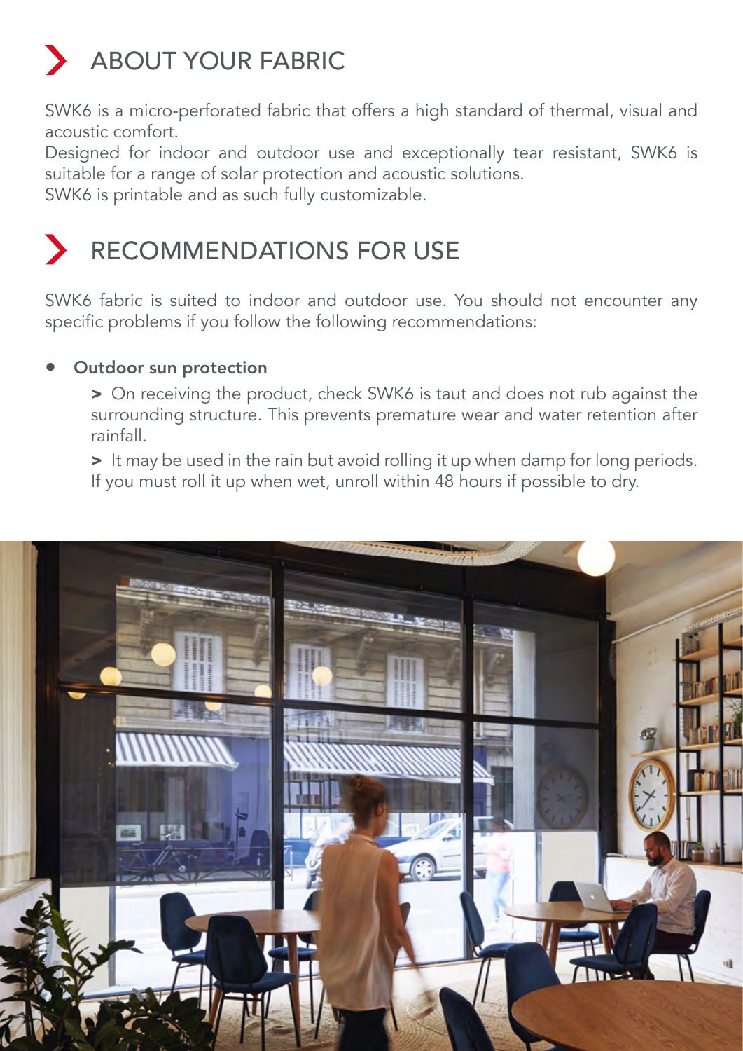## ABOUT YOUR FABRIC

SWK6 is a micro-perforated fabric that offers a high standard of thermal, visual and acoustic comfort.
Designed for indoor and outdoor use and exceptionally tear resistant, SWK6 is suitable for a range of solar protection and acoustic solutions.
SWK6 is printable and as such fully customizable.

## RECOMMENDATIONS FOR USE

SWK6 fabric is suited to indoor and outdoor use. You should not encounter any specific problems if you follow the following recommendations:

- **Outdoor sun protection**

  > On receiving the product, check SWK6 is taut and does not rub against the surrounding structure. This prevents premature wear and water retention after rainfall.

  > It may be used in the rain but avoid rolling it up when damp for long periods. If you must roll it up when wet, unroll within 48 hours if possible to dry.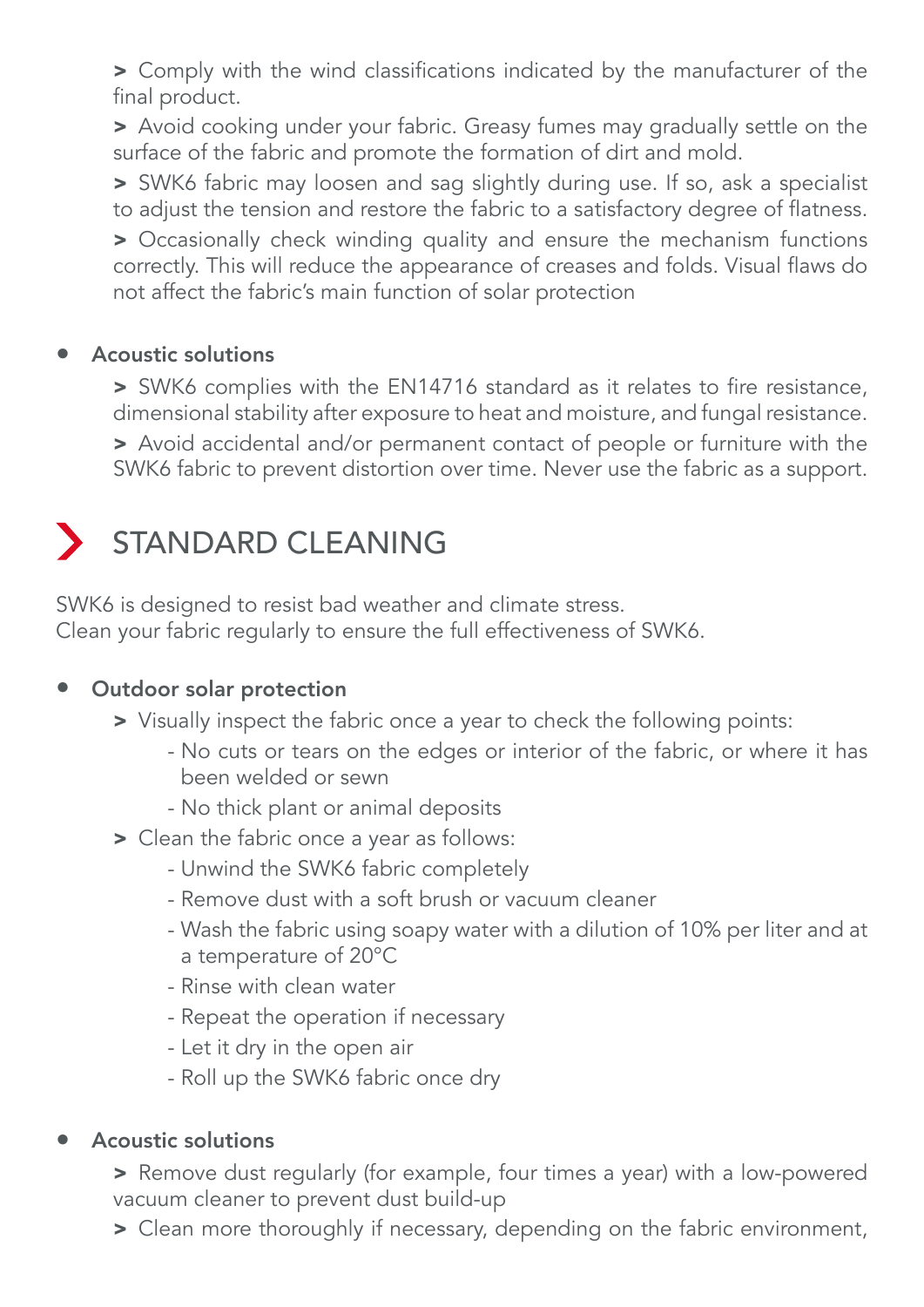> Comply with the wind classifications indicated by the manufacturer of the final product.

> Avoid cooking under your fabric. Greasy fumes may gradually settle on the surface of the fabric and promote the formation of dirt and mold.

> SWK6 fabric may loosen and sag slightly during use. If so, ask a specialist to adjust the tension and restore the fabric to a satisfactory degree of flatness.

> Occasionally check winding quality and ensure the mechanism functions correctly. This will reduce the appearance of creases and folds. Visual flaws do not affect the fabric's main function of solar protection

- **Acoustic solutions**

> SWK6 complies with the EN14716 standard as it relates to fire resistance, dimensional stability after exposure to heat and moisture, and fungal resistance.

> Avoid accidental and/or permanent contact of people or furniture with the SWK6 fabric to prevent distortion over time. Never use the fabric as a support.

# STANDARD CLEANING

SWK6 is designed to resist bad weather and climate stress.
Clean your fabric regularly to ensure the full effectiveness of SWK6.

- **Outdoor solar protection**

> Visually inspect the fabric once a year to check the following points:
- No cuts or tears on the edges or interior of the fabric, or where it has been welded or sewn
- No thick plant or animal deposits

> Clean the fabric once a year as follows:
- Unwind the SWK6 fabric completely
- Remove dust with a soft brush or vacuum cleaner
- Wash the fabric using soapy water with a dilution of 10% per liter and at a temperature of 20°C
- Rinse with clean water
- Repeat the operation if necessary
- Let it dry in the open air
- Roll up the SWK6 fabric once dry

- **Acoustic solutions**

> Remove dust regularly (for example, four times a year) with a low-powered vacuum cleaner to prevent dust build-up

> Clean more thoroughly if necessary, depending on the fabric environment,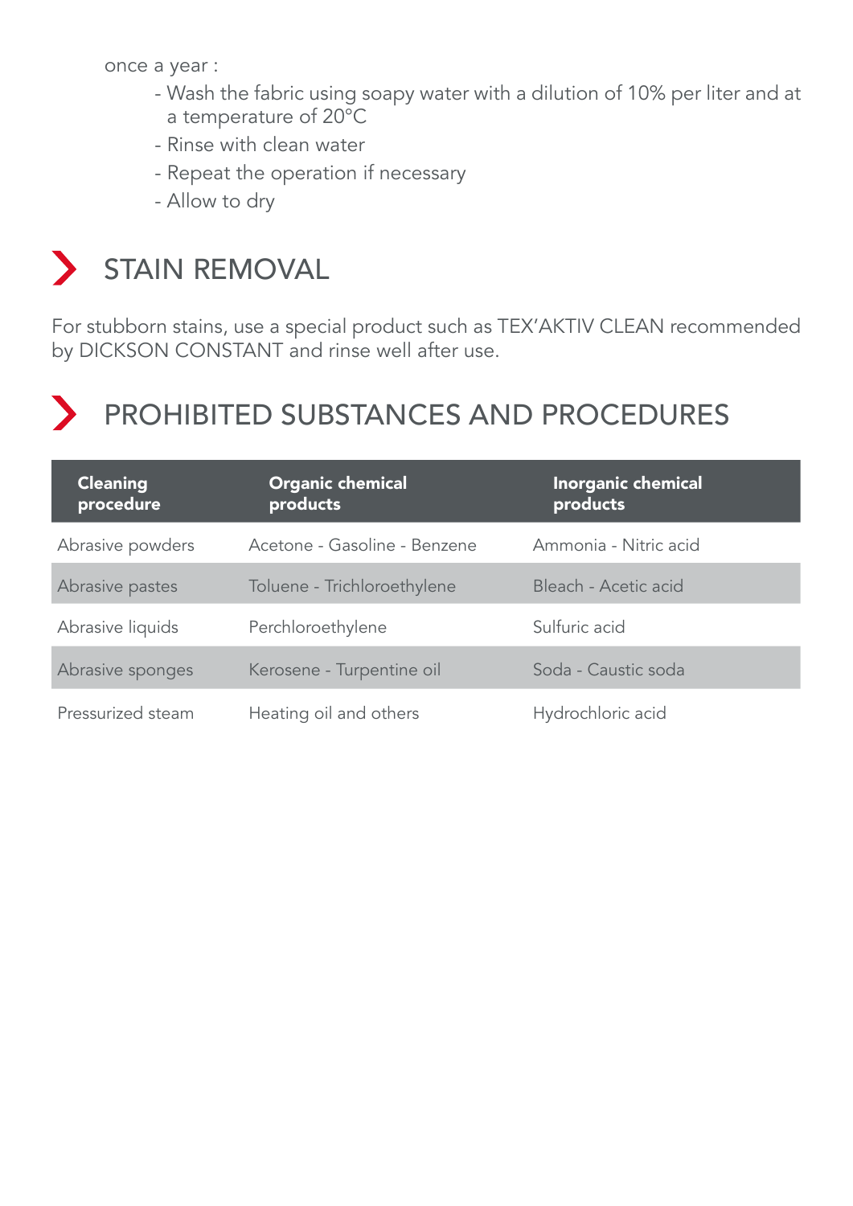once a year :

- Wash the fabric using soapy water with a dilution of 10% per liter and at a temperature of 20°C
- Rinse with clean water
- Repeat the operation if necessary
- Allow to dry

## STAIN REMOVAL

For stubborn stains, use a special product such as TEX'AKTIV CLEAN recommended by DICKSON CONSTANT and rinse well after use.

## PROHIBITED SUBSTANCES AND PROCEDURES

| Cleaning procedure | Organic chemical products | Inorganic chemical products |
|---|---|---|
| Abrasive powders | Acetone - Gasoline - Benzene | Ammonia - Nitric acid |
| Abrasive pastes | Toluene - Trichloroethylene | Bleach - Acetic acid |
| Abrasive liquids | Perchloroethylene | Sulfuric acid |
| Abrasive sponges | Kerosene - Turpentine oil | Soda - Caustic soda |
| Pressurized steam | Heating oil and others | Hydrochloric acid |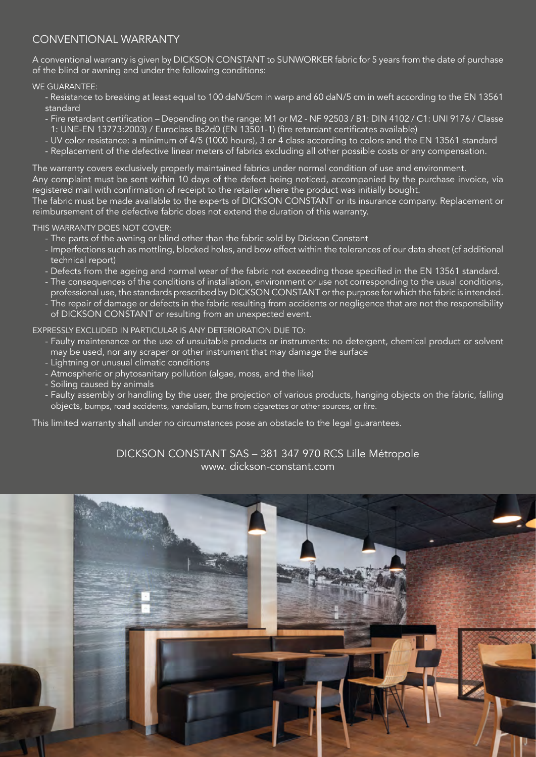## CONVENTIONAL WARRANTY

A conventional warranty is given by DICKSON CONSTANT to SUNWORKER fabric for 5 years from the date of purchase of the blind or awning and under the following conditions:

WE GUARANTEE:

- Resistance to breaking at least equal to 100 daN/5cm in warp and 60 daN/5 cm in weft according to the EN 13561 standard
- Fire retardant certification – Depending on the range: M1 or M2 - NF 92503 / B1: DIN 4102 / C1: UNI 9176 / Classe 1: UNE-EN 13773:2003) / Euroclass Bs2d0 (EN 13501-1) (fire retardant certificates available)
- UV color resistance: a minimum of 4/5 (1000 hours), 3 or 4 class according to colors and the EN 13561 standard
- Replacement of the defective linear meters of fabrics excluding all other possible costs or any compensation.

The warranty covers exclusively properly maintained fabrics under normal condition of use and environment.
Any complaint must be sent within 10 days of the defect being noticed, accompanied by the purchase invoice, via registered mail with confirmation of receipt to the retailer where the product was initially bought.
The fabric must be made available to the experts of DICKSON CONSTANT or its insurance company. Replacement or reimbursement of the defective fabric does not extend the duration of this warranty.

THIS WARRANTY DOES NOT COVER:

- The parts of the awning or blind other than the fabric sold by Dickson Constant
- Imperfections such as mottling, blocked holes, and bow effect within the tolerances of our data sheet (cf additional technical report)
- Defects from the ageing and normal wear of the fabric not exceeding those specified in the EN 13561 standard.
- The consequences of the conditions of installation, environment or use not corresponding to the usual conditions, professional use, the standards prescribed by DICKSON CONSTANT or the purpose for which the fabric is intended.
- The repair of damage or defects in the fabric resulting from accidents or negligence that are not the responsibility of DICKSON CONSTANT or resulting from an unexpected event.

EXPRESSLY EXCLUDED IN PARTICULAR IS ANY DETERIORATION DUE TO:

- Faulty maintenance or the use of unsuitable products or instruments: no detergent, chemical product or solvent may be used, nor any scraper or other instrument that may damage the surface
- Lightning or unusual climatic conditions
- Atmospheric or phytosanitary pollution (algae, moss, and the like)
- Soiling caused by animals
- Faulty assembly or handling by the user, the projection of various products, hanging objects on the fabric, falling objects, bumps, road accidents, vandalism, burns from cigarettes or other sources, or fire.

This limited warranty shall under no circumstances pose an obstacle to the legal guarantees.

DICKSON CONSTANT SAS – 381 347 970 RCS Lille Métropole
www. dickson-constant.com